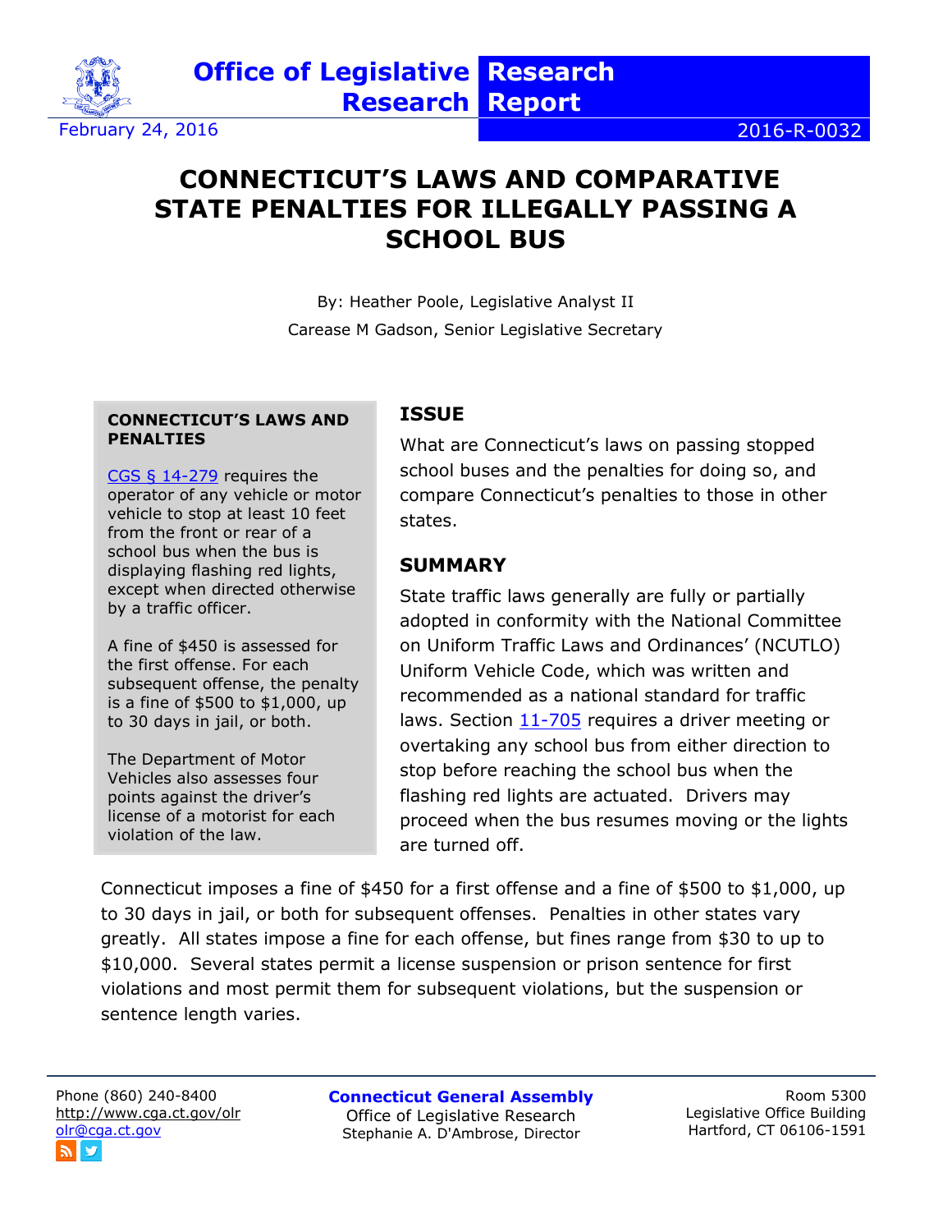Office of Legislative Research

Research Report

February 24, 2016

2016-R-0032

# CONNECTICUT'S LAWS AND COMPARATIVE STATE PENALTIES FOR ILLEGALLY PASSING A SCHOOL BUS

By: Heather Poole, Legislative Analyst II

Carease M Gadson, Senior Legislative Secretary

**CONNECTICUT'S LAWS AND PENALTIES**

CGS § 14-279 requires the operator of any vehicle or motor vehicle to stop at least 10 feet from the front or rear of a school bus when the bus is displaying flashing red lights, except when directed otherwise by a traffic officer.

A fine of $450 is assessed for the first offense. For each subsequent offense, the penalty is a fine of $500 to $1,000, up to 30 days in jail, or both.

The Department of Motor Vehicles also assesses four points against the driver's license of a motorist for each violation of the law.

## ISSUE

What are Connecticut's laws on passing stopped school buses and the penalties for doing so, and compare Connecticut's penalties to those in other states.

## SUMMARY

State traffic laws generally are fully or partially adopted in conformity with the National Committee on Uniform Traffic Laws and Ordinances' (NCUTLO) Uniform Vehicle Code, which was written and recommended as a national standard for traffic laws. Section 11-705 requires a driver meeting or overtaking any school bus from either direction to stop before reaching the school bus when the flashing red lights are actuated. Drivers may proceed when the bus resumes moving or the lights are turned off.

Connecticut imposes a fine of $450 for a first offense and a fine of $500 to $1,000, up to 30 days in jail, or both for subsequent offenses. Penalties in other states vary greatly. All states impose a fine for each offense, but fines range from $30 to up to $10,000. Several states permit a license suspension or prison sentence for first violations and most permit them for subsequent violations, but the suspension or sentence length varies.

Phone (860) 240-8400
http://www.cga.ct.gov/olr
olr@cga.ct.gov

Connecticut General Assembly
Office of Legislative Research
Stephanie A. D'Ambrose, Director

Room 5300
Legislative Office Building
Hartford, CT 06106-1591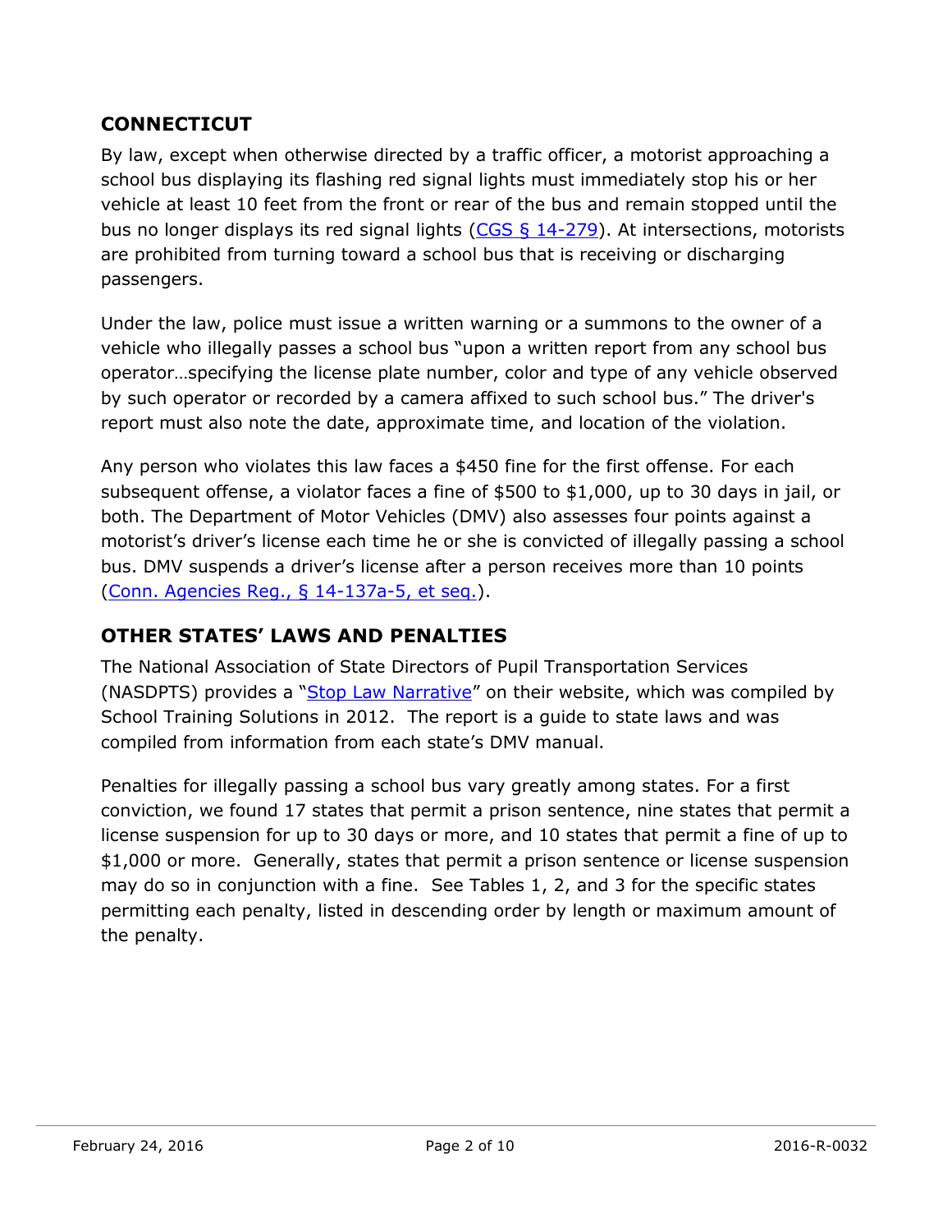## CONNECTICUT

By law, except when otherwise directed by a traffic officer, a motorist approaching a school bus displaying its flashing red signal lights must immediately stop his or her vehicle at least 10 feet from the front or rear of the bus and remain stopped until the bus no longer displays its red signal lights (CGS § 14-279). At intersections, motorists are prohibited from turning toward a school bus that is receiving or discharging passengers.

Under the law, police must issue a written warning or a summons to the owner of a vehicle who illegally passes a school bus "upon a written report from any school bus operator…specifying the license plate number, color and type of any vehicle observed by such operator or recorded by a camera affixed to such school bus." The driver's report must also note the date, approximate time, and location of the violation.

Any person who violates this law faces a $450 fine for the first offense. For each subsequent offense, a violator faces a fine of $500 to $1,000, up to 30 days in jail, or both. The Department of Motor Vehicles (DMV) also assesses four points against a motorist's driver's license each time he or she is convicted of illegally passing a school bus. DMV suspends a driver's license after a person receives more than 10 points (Conn. Agencies Reg., § 14-137a-5, et seq.).

## OTHER STATES' LAWS AND PENALTIES

The National Association of State Directors of Pupil Transportation Services (NASDPTS) provides a "Stop Law Narrative" on their website, which was compiled by School Training Solutions in 2012. The report is a guide to state laws and was compiled from information from each state's DMV manual.

Penalties for illegally passing a school bus vary greatly among states. For a first conviction, we found 17 states that permit a prison sentence, nine states that permit a license suspension for up to 30 days or more, and 10 states that permit a fine of up to $1,000 or more. Generally, states that permit a prison sentence or license suspension may do so in conjunction with a fine. See Tables 1, 2, and 3 for the specific states permitting each penalty, listed in descending order by length or maximum amount of the penalty.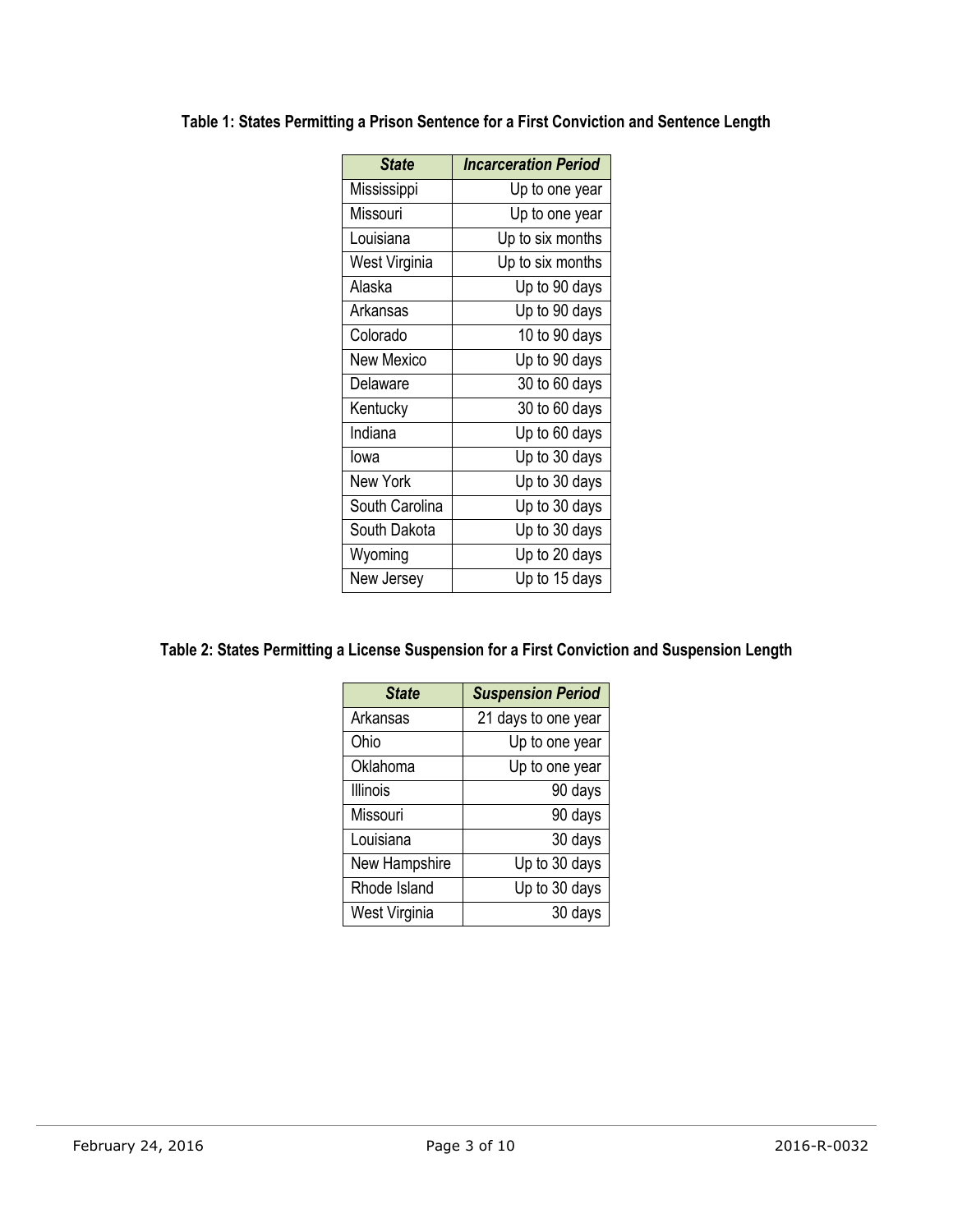**Table 1: States Permitting a Prison Sentence for a First Conviction and Sentence Length**

| *State* | *Incarceration Period* |
|---|---|
| Mississippi | Up to one year |
| Missouri | Up to one year |
| Louisiana | Up to six months |
| West Virginia | Up to six months |
| Alaska | Up to 90 days |
| Arkansas | Up to 90 days |
| Colorado | 10 to 90 days |
| New Mexico | Up to 90 days |
| Delaware | 30 to 60 days |
| Kentucky | 30 to 60 days |
| Indiana | Up to 60 days |
| Iowa | Up to 30 days |
| New York | Up to 30 days |
| South Carolina | Up to 30 days |
| South Dakota | Up to 30 days |
| Wyoming | Up to 20 days |
| New Jersey | Up to 15 days |

**Table 2: States Permitting a License Suspension for a First Conviction and Suspension Length**

| *State* | *Suspension Period* |
|---|---|
| Arkansas | 21 days to one year |
| Ohio | Up to one year |
| Oklahoma | Up to one year |
| Illinois | 90 days |
| Missouri | 90 days |
| Louisiana | 30 days |
| New Hampshire | Up to 30 days |
| Rhode Island | Up to 30 days |
| West Virginia | 30 days |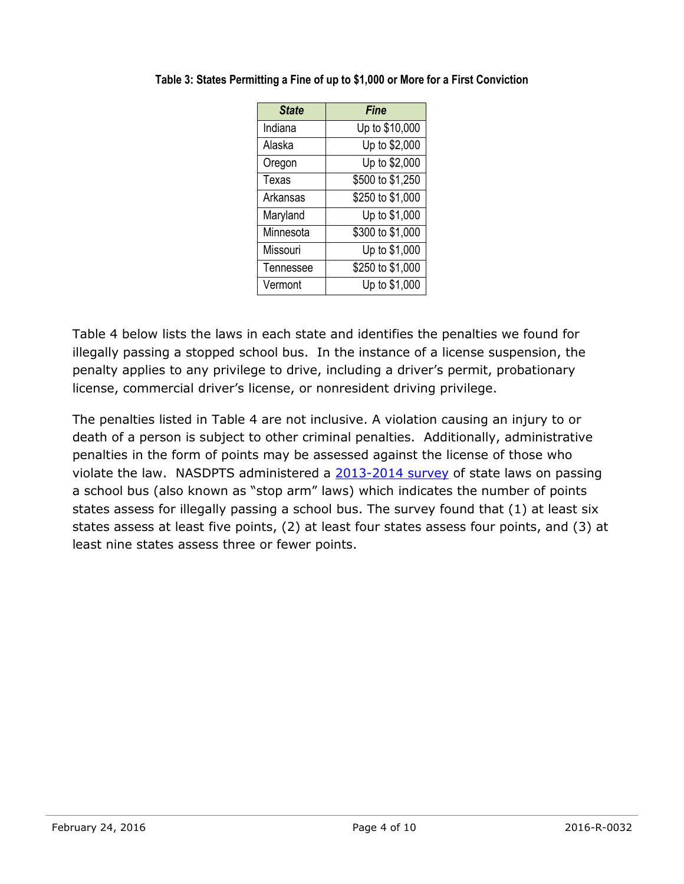**Table 3: States Permitting a Fine of up to $1,000 or More for a First Conviction**

| ***State*** | ***Fine*** |
|---|---|
| Indiana | Up to $10,000 |
| Alaska | Up to $2,000 |
| Oregon | Up to $2,000 |
| Texas | $500 to $1,250 |
| Arkansas | $250 to $1,000 |
| Maryland | Up to $1,000 |
| Minnesota | $300 to $1,000 |
| Missouri | Up to $1,000 |
| Tennessee | $250 to $1,000 |
| Vermont | Up to $1,000 |

Table 4 below lists the laws in each state and identifies the penalties we found for illegally passing a stopped school bus. In the instance of a license suspension, the penalty applies to any privilege to drive, including a driver's permit, probationary license, commercial driver's license, or nonresident driving privilege.

The penalties listed in Table 4 are not inclusive. A violation causing an injury to or death of a person is subject to other criminal penalties. Additionally, administrative penalties in the form of points may be assessed against the license of those who violate the law. NASDPTS administered a 2013-2014 survey of state laws on passing a school bus (also known as "stop arm" laws) which indicates the number of points states assess for illegally passing a school bus. The survey found that (1) at least six states assess at least five points, (2) at least four states assess four points, and (3) at least nine states assess three or fewer points.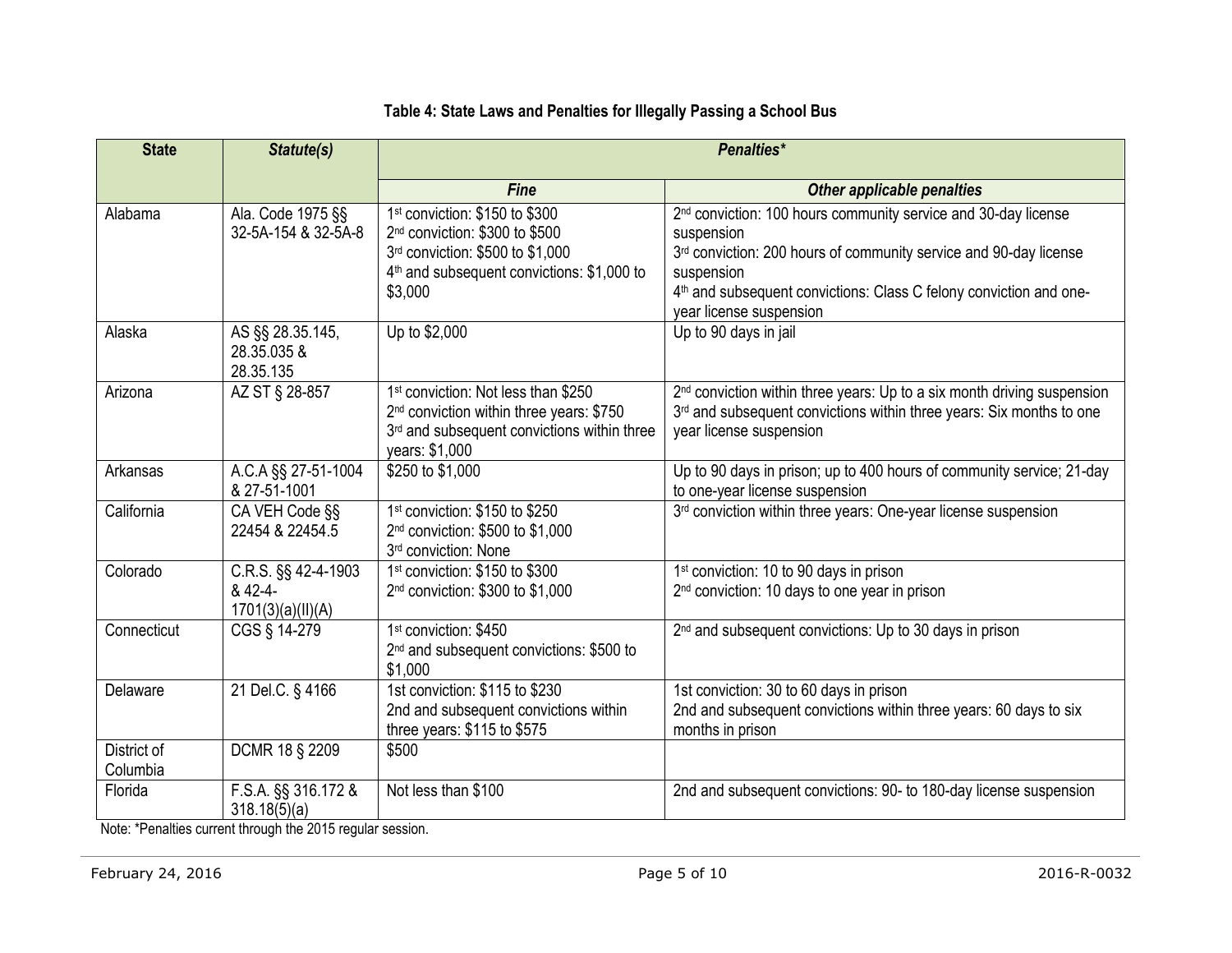**Table 4: State Laws and Penalties for Illegally Passing a School Bus**

| State | *Statute(s)* | *Penalties** | |
|---|---|---|---|
| | | ***Fine*** | ***Other applicable penalties*** |
| Alabama | Ala. Code 1975 §§ 32-5A-154 & 32-5A-8 | 1st conviction: $150 to $300<br>2nd conviction: $300 to $500<br>3rd conviction: $500 to $1,000<br>4th and subsequent convictions: $1,000 to $3,000 | 2nd conviction: 100 hours community service and 30-day license suspension<br>3rd conviction: 200 hours of community service and 90-day license suspension<br>4th and subsequent convictions: Class C felony conviction and one-year license suspension |
| Alaska | AS §§ 28.35.145, 28.35.035 & 28.35.135 | Up to $2,000 | Up to 90 days in jail |
| Arizona | AZ ST § 28-857 | 1st conviction: Not less than $250<br>2nd conviction within three years: $750<br>3rd and subsequent convictions within three years: $1,000 | 2nd conviction within three years: Up to a six month driving suspension<br>3rd and subsequent convictions within three years: Six months to one year license suspension |
| Arkansas | A.C.A §§ 27-51-1004 & 27-51-1001 | $250 to $1,000 | Up to 90 days in prison; up to 400 hours of community service; 21-day to one-year license suspension |
| California | CA VEH Code §§ 22454 & 22454.5 | 1st conviction: $150 to $250<br>2nd conviction: $500 to $1,000<br>3rd conviction: None | 3rd conviction within three years: One-year license suspension |
| Colorado | C.R.S. §§ 42-4-1903 & 42-4-1701(3)(a)(II)(A) | 1st conviction: $150 to $300<br>2nd conviction: $300 to $1,000 | 1st conviction: 10 to 90 days in prison<br>2nd conviction: 10 days to one year in prison |
| Connecticut | CGS § 14-279 | 1st conviction: $450<br>2nd and subsequent convictions: $500 to $1,000 | 2nd and subsequent convictions: Up to 30 days in prison |
| Delaware | 21 Del.C. § 4166 | 1st conviction: $115 to $230<br>2nd and subsequent convictions within three years: $115 to $575 | 1st conviction: 30 to 60 days in prison<br>2nd and subsequent convictions within three years: 60 days to six months in prison |
| District of Columbia | DCMR 18 § 2209 | $500 | |
| Florida | F.S.A. §§ 316.172 & 318.18(5)(a) | Not less than $100 | 2nd and subsequent convictions: 90- to 180-day license suspension |

Note: *Penalties current through the 2015 regular session.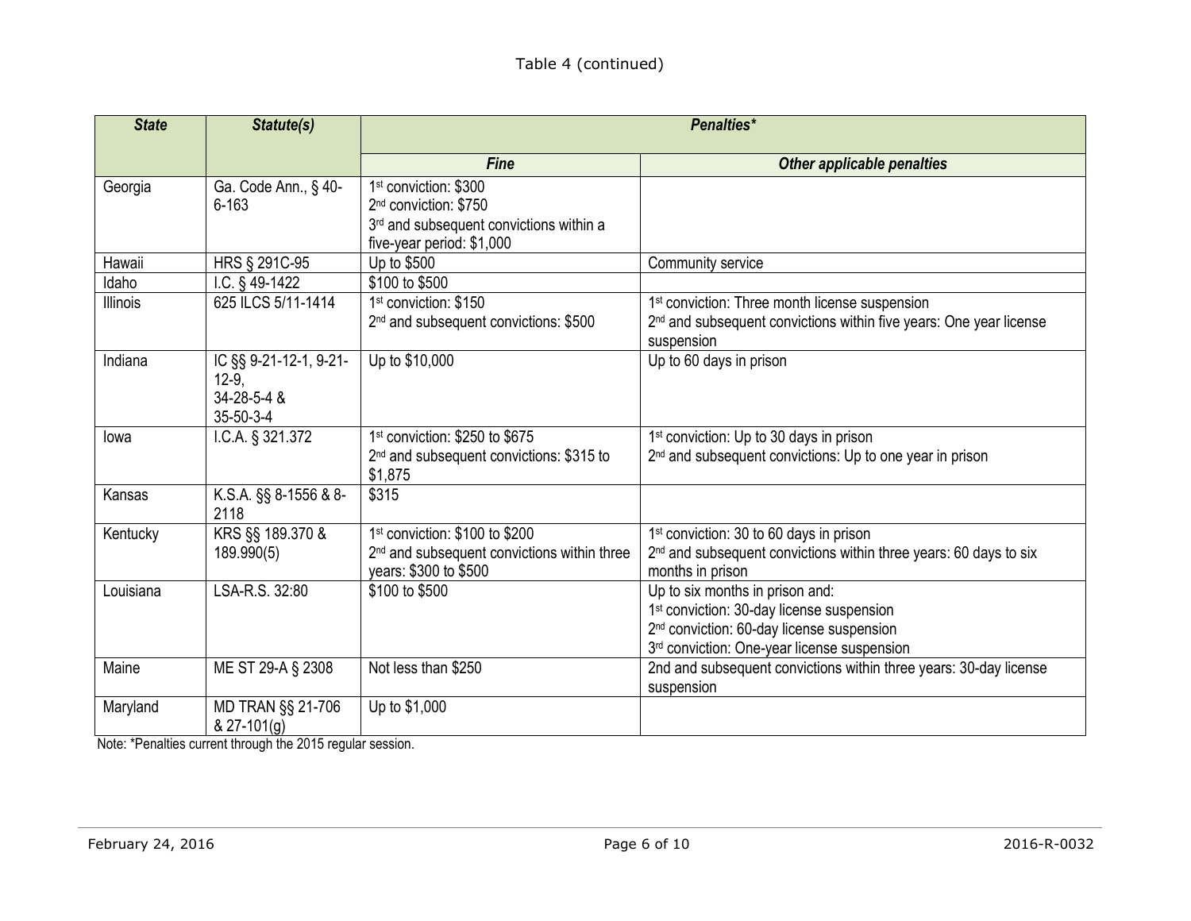Table 4 (continued)

| State | Statute(s) | Penalties* | |
|---|---|---|---|
| | | Fine | Other applicable penalties |
| Georgia | Ga. Code Ann., § 40-6-163 | 1st conviction: $300<br>2nd conviction: $750<br>3rd and subsequent convictions within a five-year period: $1,000 | |
| Hawaii | HRS § 291C-95 | Up to $500 | Community service |
| Idaho | I.C. § 49-1422 | $100 to $500 | |
| Illinois | 625 ILCS 5/11-1414 | 1st conviction: $150<br>2nd and subsequent convictions: $500 | 1st conviction: Three month license suspension<br>2nd and subsequent convictions within five years: One year license suspension |
| Indiana | IC §§ 9-21-12-1, 9-21-12-9,<br>34-28-5-4 &<br>35-50-3-4 | Up to $10,000 | Up to 60 days in prison |
| Iowa | I.C.A. § 321.372 | 1st conviction: $250 to $675<br>2nd and subsequent convictions: $315 to $1,875 | 1st conviction: Up to 30 days in prison<br>2nd and subsequent convictions: Up to one year in prison |
| Kansas | K.S.A. §§ 8-1556 & 8-2118 | $315 | |
| Kentucky | KRS §§ 189.370 & 189.990(5) | 1st conviction: $100 to $200<br>2nd and subsequent convictions within three years: $300 to $500 | 1st conviction: 30 to 60 days in prison<br>2nd and subsequent convictions within three years: 60 days to six months in prison |
| Louisiana | LSA-R.S. 32:80 | $100 to $500 | Up to six months in prison and:<br>1st conviction: 30-day license suspension<br>2nd conviction: 60-day license suspension<br>3rd conviction: One-year license suspension |
| Maine | ME ST 29-A § 2308 | Not less than $250 | 2nd and subsequent convictions within three years: 30-day license suspension |
| Maryland | MD TRAN §§ 21-706 & 27-101(g) | Up to $1,000 | |

Note: *Penalties current through the 2015 regular session.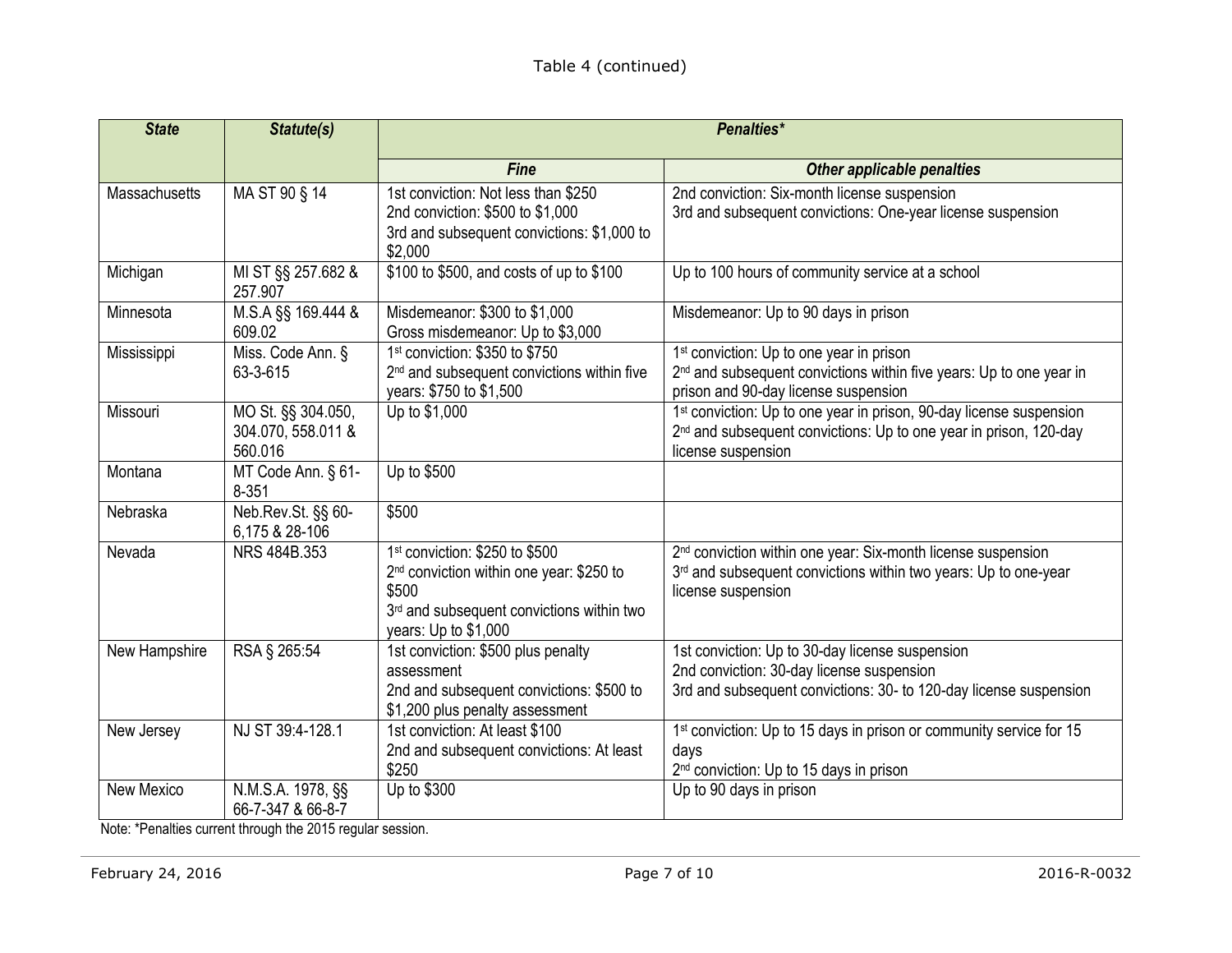Table 4 (continued)

| *State* | *Statute(s)* | *Penalties** | |
|---|---|---|---|
| | | *Fine* | *Other applicable penalties* |
| Massachusetts | MA ST 90 § 14 | 1st conviction: Not less than $250<br>2nd conviction: $500 to $1,000<br>3rd and subsequent convictions: $1,000 to $2,000 | 2nd conviction: Six-month license suspension<br>3rd and subsequent convictions: One-year license suspension |
| Michigan | MI ST §§ 257.682 & 257.907 | $100 to $500, and costs of up to $100 | Up to 100 hours of community service at a school |
| Minnesota | M.S.A §§ 169.444 & 609.02 | Misdemeanor: $300 to $1,000<br>Gross misdemeanor: Up to $3,000 | Misdemeanor: Up to 90 days in prison |
| Mississippi | Miss. Code Ann. § 63-3-615 | 1st conviction: $350 to $750<br>2nd and subsequent convictions within five years: $750 to $1,500 | 1st conviction: Up to one year in prison<br>2nd and subsequent convictions within five years: Up to one year in prison and 90-day license suspension |
| Missouri | MO St. §§ 304.050, 304.070, 558.011 & 560.016 | Up to $1,000 | 1st conviction: Up to one year in prison, 90-day license suspension<br>2nd and subsequent convictions: Up to one year in prison, 120-day license suspension |
| Montana | MT Code Ann. § 61-8-351 | Up to $500 | |
| Nebraska | Neb.Rev.St. §§ 60-6,175 & 28-106 | $500 | |
| Nevada | NRS 484B.353 | 1st conviction: $250 to $500<br>2nd conviction within one year: $250 to $500<br>3rd and subsequent convictions within two years: Up to $1,000 | 2nd conviction within one year: Six-month license suspension<br>3rd and subsequent convictions within two years: Up to one-year license suspension |
| New Hampshire | RSA § 265:54 | 1st conviction: $500 plus penalty assessment<br>2nd and subsequent convictions: $500 to $1,200 plus penalty assessment | 1st conviction: Up to 30-day license suspension<br>2nd conviction: 30-day license suspension<br>3rd and subsequent convictions: 30- to 120-day license suspension |
| New Jersey | NJ ST 39:4-128.1 | 1st conviction: At least $100<br>2nd and subsequent convictions: At least $250 | 1st conviction: Up to 15 days in prison or community service for 15 days<br>2nd conviction: Up to 15 days in prison |
| New Mexico | N.M.S.A. 1978, §§ 66-7-347 & 66-8-7 | Up to $300 | Up to 90 days in prison |

Note: *Penalties current through the 2015 regular session.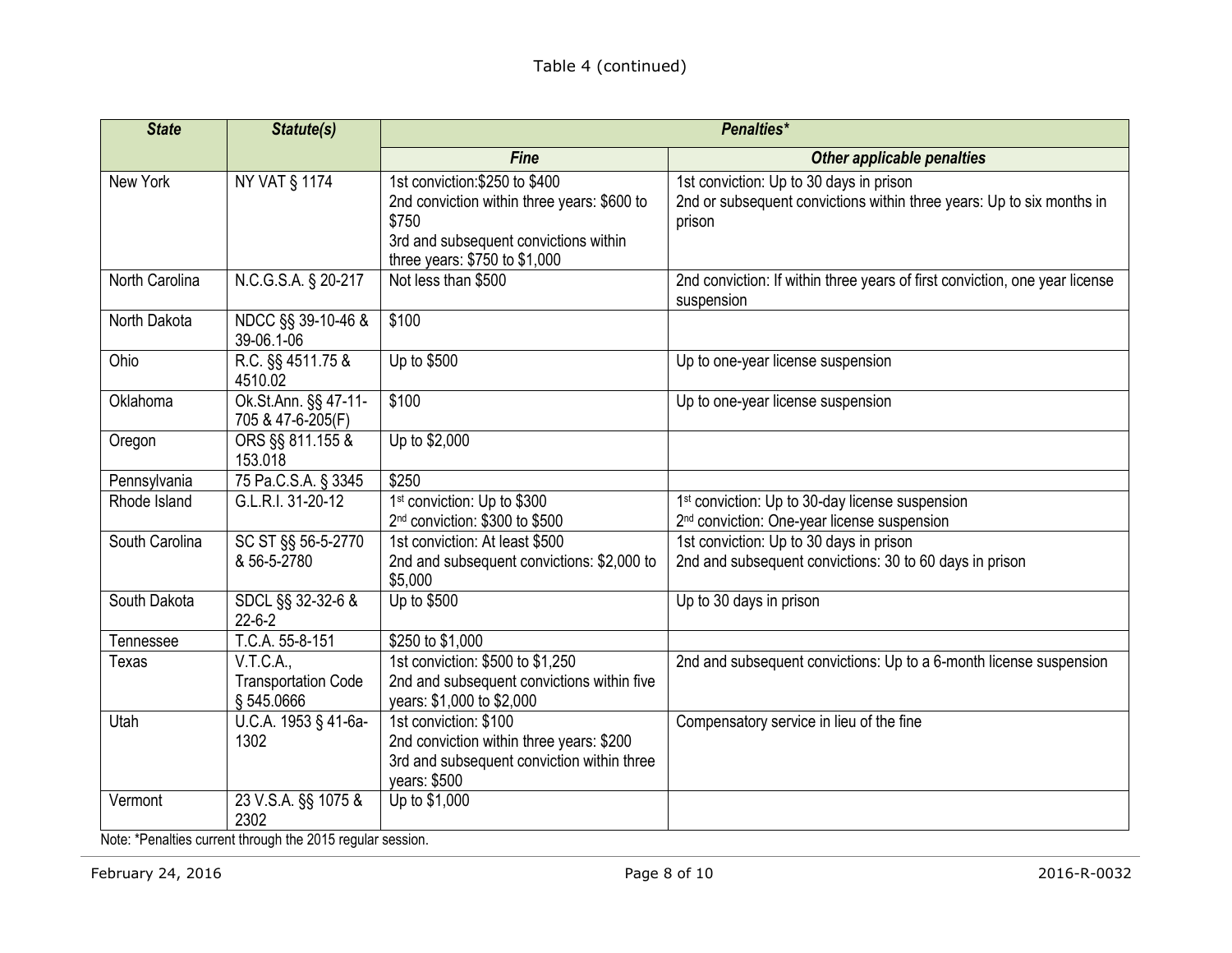Table 4 (continued)

| ***State*** | ***Statute(s)*** | ***Penalties**** | |
|---|---|---|---|
| | | ***Fine*** | ***Other applicable penalties*** |
| New York | NY VAT § 1174 | 1st conviction:$250 to $400<br>2nd conviction within three years: $600 to $750<br>3rd and subsequent convictions within three years: $750 to $1,000 | 1st conviction: Up to 30 days in prison<br>2nd or subsequent convictions within three years: Up to six months in prison |
| North Carolina | N.C.G.S.A. § 20-217 | Not less than $500 | 2nd conviction: If within three years of first conviction, one year license suspension |
| North Dakota | NDCC §§ 39-10-46 & 39-06.1-06 | $100 | |
| Ohio | R.C. §§ 4511.75 & 4510.02 | Up to $500 | Up to one-year license suspension |
| Oklahoma | Ok.St.Ann. §§ 47-11-705 & 47-6-205(F) | $100 | Up to one-year license suspension |
| Oregon | ORS §§ 811.155 & 153.018 | Up to $2,000 | |
| Pennsylvania | 75 Pa.C.S.A. § 3345 | $250 | |
| Rhode Island | G.L.R.I. 31-20-12 | 1st conviction: Up to $300<br>2nd conviction: $300 to $500 | 1st conviction: Up to 30-day license suspension<br>2nd conviction: One-year license suspension |
| South Carolina | SC ST §§ 56-5-2770 & 56-5-2780 | 1st conviction: At least $500<br>2nd and subsequent convictions: $2,000 to $5,000 | 1st conviction: Up to 30 days in prison<br>2nd and subsequent convictions: 30 to 60 days in prison |
| South Dakota | SDCL §§ 32-32-6 & 22-6-2 | Up to $500 | Up to 30 days in prison |
| Tennessee | T.C.A. 55-8-151 | $250 to $1,000 | |
| Texas | V.T.C.A., Transportation Code § 545.0666 | 1st conviction: $500 to $1,250<br>2nd and subsequent convictions within five years: $1,000 to $2,000 | 2nd and subsequent convictions: Up to a 6-month license suspension |
| Utah | U.C.A. 1953 § 41-6a-1302 | 1st conviction: $100<br>2nd conviction within three years: $200<br>3rd and subsequent conviction within three years: $500 | Compensatory service in lieu of the fine |
| Vermont | 23 V.S.A. §§ 1075 & 2302 | Up to $1,000 | |

Note: *Penalties current through the 2015 regular session.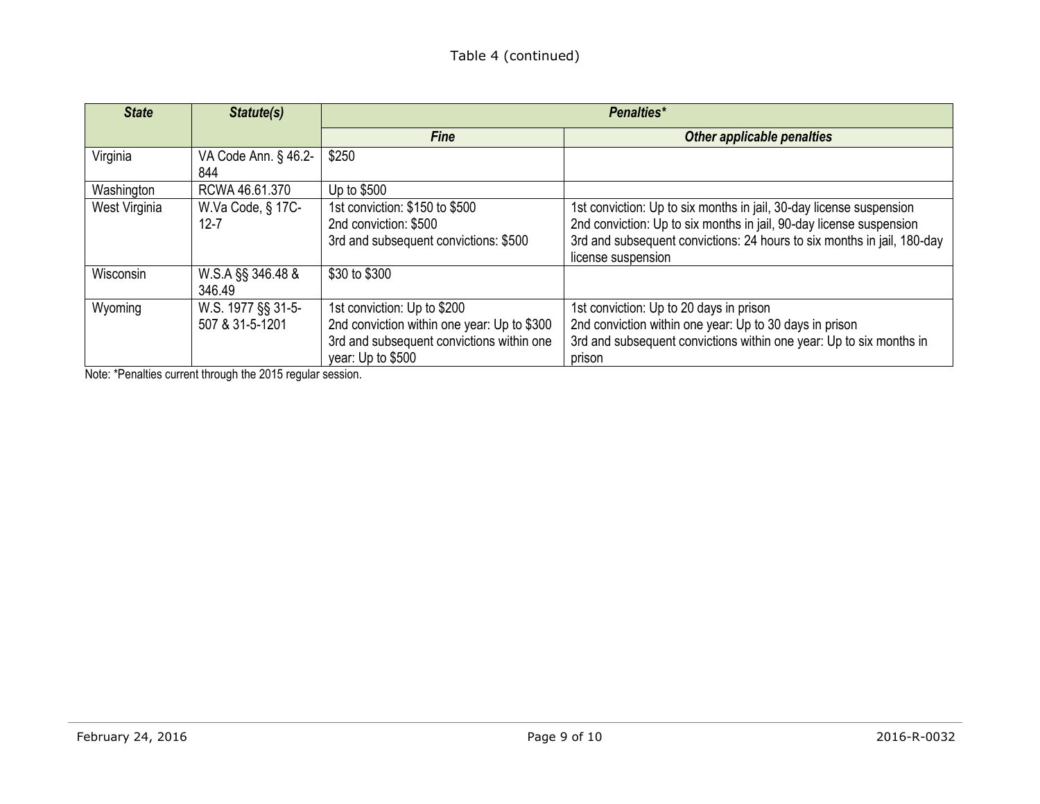Table 4 (continued)

| State | Statute(s) | Penalties* | |
|---|---|---|---|
| | | **Fine** | **Other applicable penalties** |
| Virginia | VA Code Ann. § 46.2-844 | $250 | |
| Washington | RCWA 46.61.370 | Up to $500 | |
| West Virginia | W.Va Code, § 17C-12-7 | 1st conviction: $150 to $500<br>2nd conviction: $500<br>3rd and subsequent convictions: $500 | 1st conviction: Up to six months in jail, 30-day license suspension<br>2nd conviction: Up to six months in jail, 90-day license suspension<br>3rd and subsequent convictions: 24 hours to six months in jail, 180-day license suspension |
| Wisconsin | W.S.A §§ 346.48 & 346.49 | $30 to $300 | |
| Wyoming | W.S. 1977 §§ 31-5-507 & 31-5-1201 | 1st conviction: Up to $200<br>2nd conviction within one year: Up to $300<br>3rd and subsequent convictions within one year: Up to $500 | 1st conviction: Up to 20 days in prison<br>2nd conviction within one year: Up to 30 days in prison<br>3rd and subsequent convictions within one year: Up to six months in prison |

Note: *Penalties current through the 2015 regular session.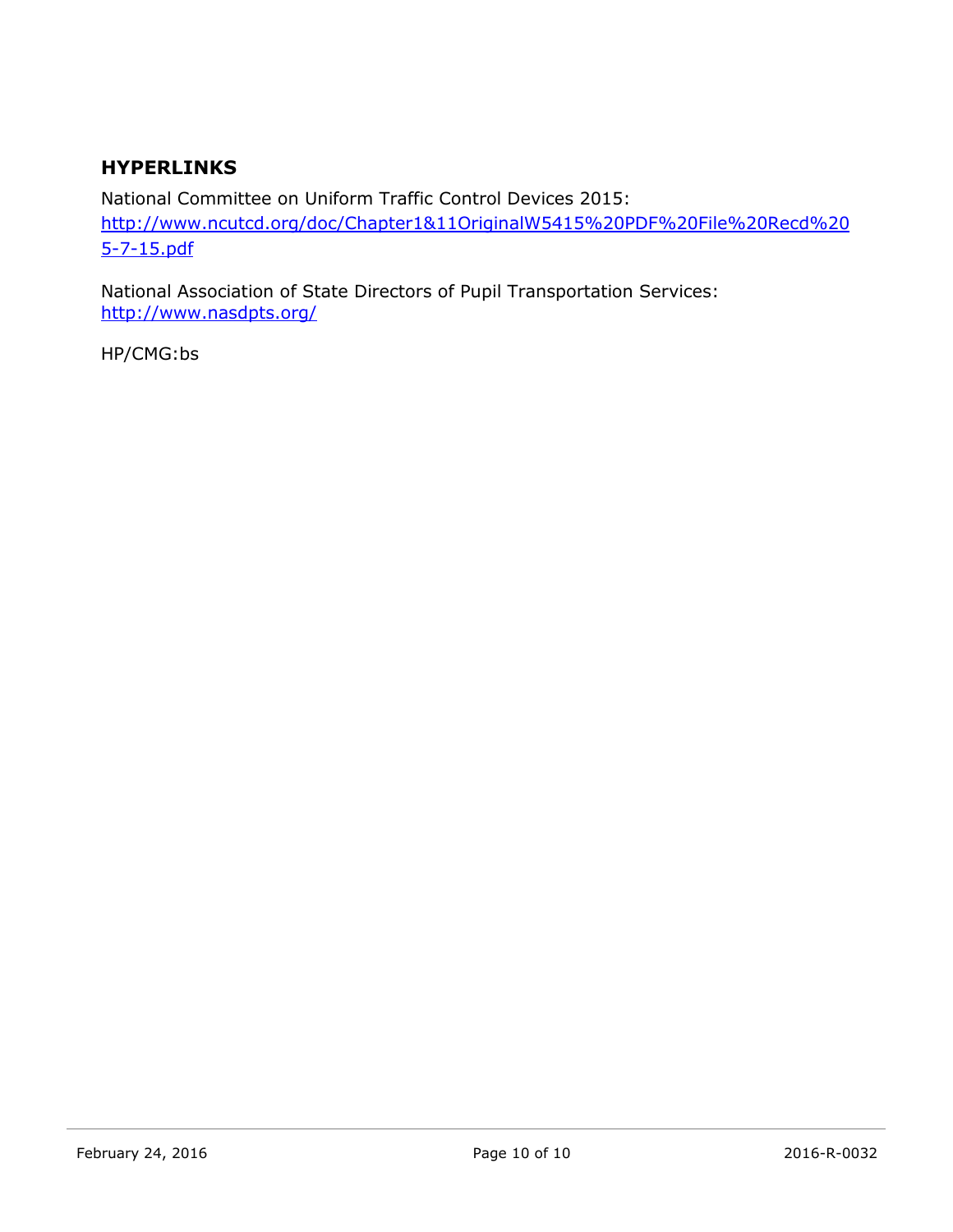## HYPERLINKS

National Committee on Uniform Traffic Control Devices 2015:
http://www.ncutcd.org/doc/Chapter1&11OriginalW5415%20PDF%20File%20Recd%205-7-15.pdf

National Association of State Directors of Pupil Transportation Services:
http://www.nasdpts.org/

HP/CMG:bs